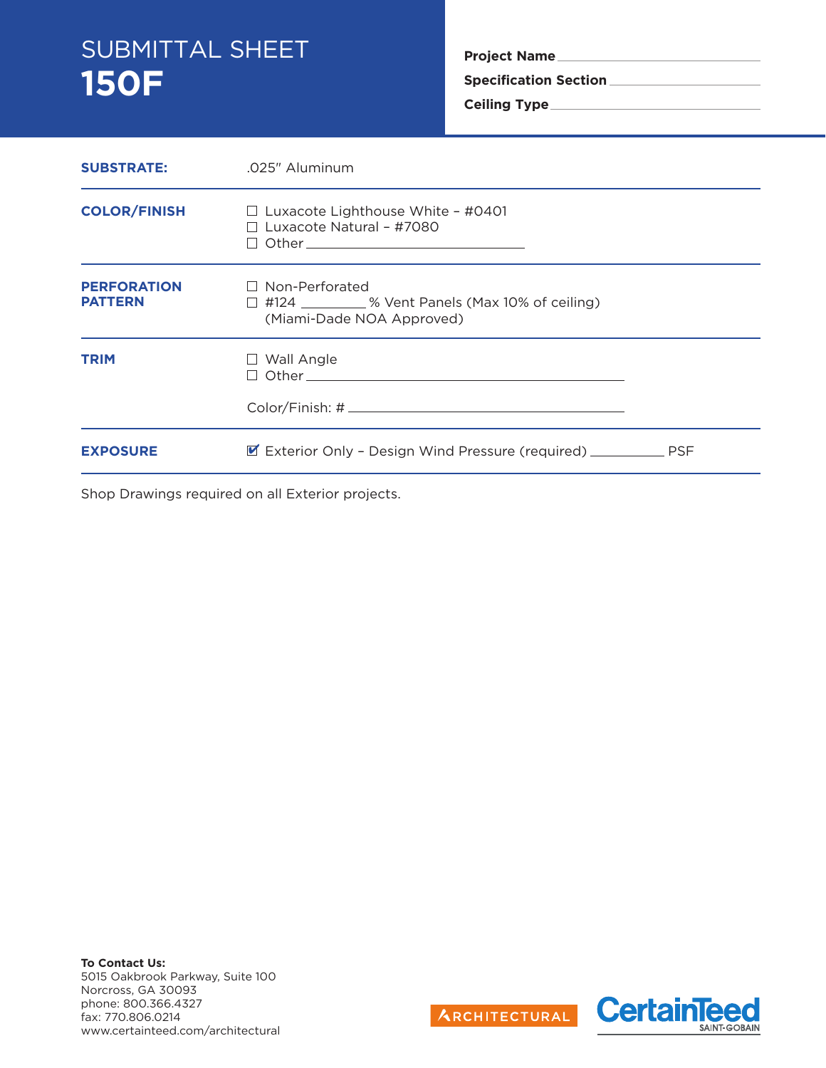# SUBMITTAL SHEET
# 150F

**Project Name** ____________________

**Specification Section** ____________________

**Ceiling Type** ____________________

| | |
|---|---|
| **SUBSTRATE:** | .025" Aluminum |
| **COLOR/FINISH** | ☐ Luxacote Lighthouse White – #0401<br>☐ Luxacote Natural – #7080<br>☐ Other ____________________ |
| **PERFORATION PATTERN** | ☐ Non-Perforated<br>☐ #124 ________ % Vent Panels (Max 10% of ceiling)<br>(Miami-Dade NOA Approved) |
| **TRIM** | ☐ Wall Angle<br>☐ Other ____________________<br><br>Color/Finish: # ____________________ |
| **EXPOSURE** | ☑ Exterior Only – Design Wind Pressure (required) __________ PSF |

Shop Drawings required on all Exterior projects.

**To Contact Us:**
5015 Oakbrook Parkway, Suite 100
Norcross, GA 30093
phone: 800.366.4327
fax: 770.806.0214
www.certainteed.com/architectural

ARCHITECTURAL

CertainTeed
SAINT-GOBAIN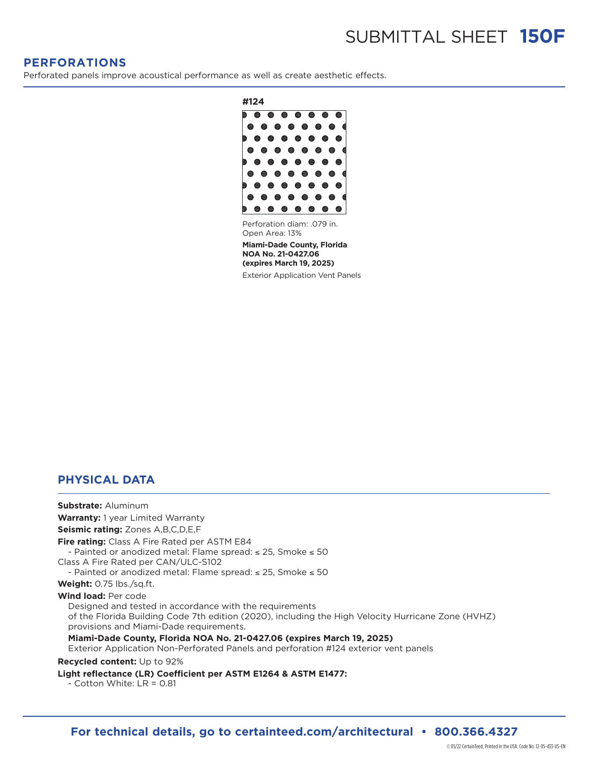# SUBMITTAL SHEET **150F**

## PERFORATIONS

Perforated panels improve acoustical performance as well as create aesthetic effects.

**#124**

Perforation diam: .079 in.
Open Area: 13%

**Miami-Dade County, Florida**
**NOA No. 21-0427.06**
**(expires March 19, 2025)**

Exterior Application Vent Panels

## PHYSICAL DATA

**Substrate:** Aluminum

**Warranty:** 1 year Limited Warranty

**Seismic rating:** Zones A,B,C,D,E,F

**Fire rating:** Class A Fire Rated per ASTM E84
- Painted or anodized metal: Flame spread: ≤ 25, Smoke ≤ 50

Class A Fire Rated per CAN/ULC-S102
- Painted or anodized metal: Flame spread: ≤ 25, Smoke ≤ 50

**Weight:** 0.75 lbs./sq.ft.

**Wind load:** Per code
Designed and tested in accordance with the requirements of the Florida Building Code 7th edition (2020), including the High Velocity Hurricane Zone (HVHZ) provisions and Miami-Dade requirements.
**Miami-Dade County, Florida NOA No. 21-0427.06 (expires March 19, 2025)**
Exterior Application Non-Perforated Panels and perforation #124 exterior vent panels

**Recycled content:** Up to 92%

**Light reflectance (LR) Coefficient per ASTM E1264 & ASTM E1477:**
- Cotton White: LR = 0.81

**For technical details, go to certainteed.com/architectural • 800.366.4327**

© 05/22 CertainTeed, Printed in the USA. Code No. 12-05-433-US-EN